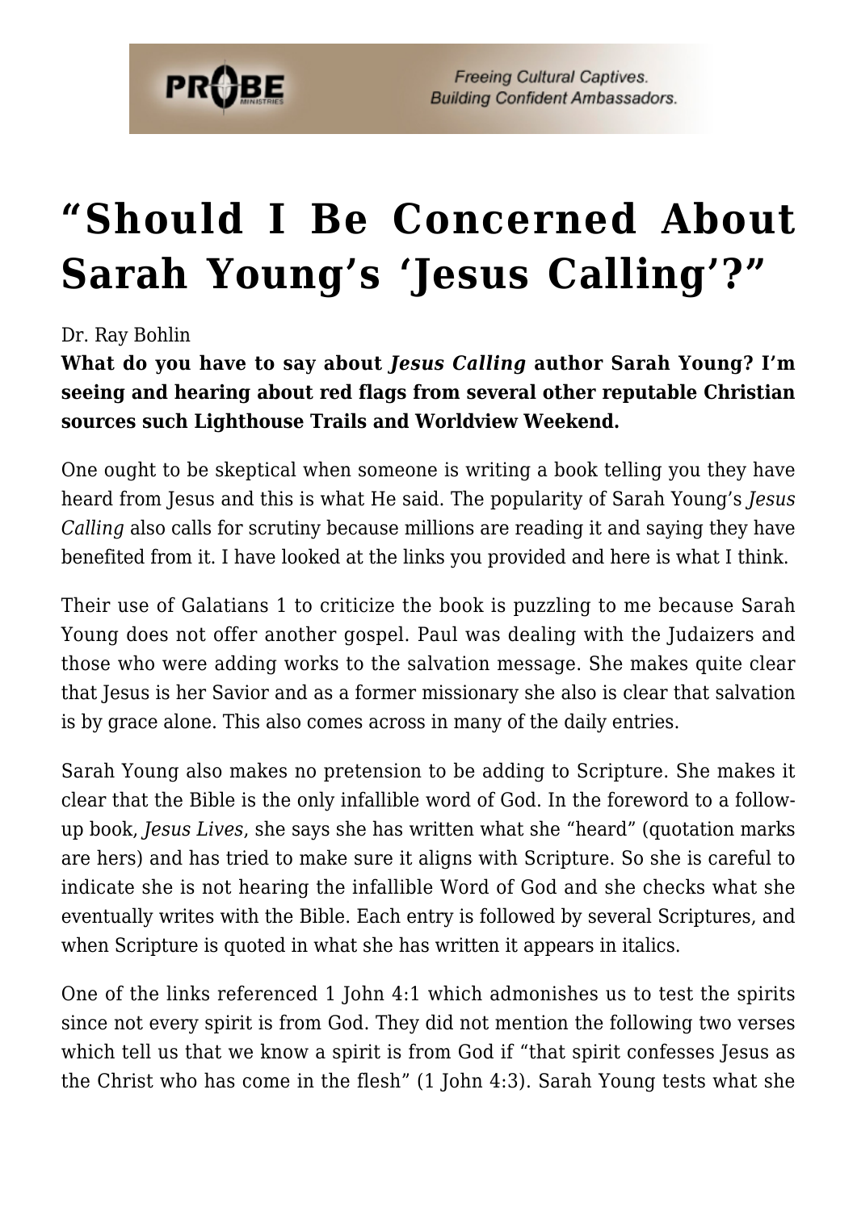# "Should I Be Concerned About Sarah Young's 'Jesus Calling'?"

Dr. Ray Bohlin

**What do you have to say about *Jesus Calling* author Sarah Young? I'm seeing and hearing about red flags from several other reputable Christian sources such Lighthouse Trails and Worldview Weekend.**

One ought to be skeptical when someone is writing a book telling you they have heard from Jesus and this is what He said. The popularity of Sarah Young's *Jesus Calling* also calls for scrutiny because millions are reading it and saying they have benefited from it. I have looked at the links you provided and here is what I think.

Their use of Galatians 1 to criticize the book is puzzling to me because Sarah Young does not offer another gospel. Paul was dealing with the Judaizers and those who were adding works to the salvation message. She makes quite clear that Jesus is her Savior and as a former missionary she also is clear that salvation is by grace alone. This also comes across in many of the daily entries.

Sarah Young also makes no pretension to be adding to Scripture. She makes it clear that the Bible is the only infallible word of God. In the foreword to a follow-up book, *Jesus Lives*, she says she has written what she "heard" (quotation marks are hers) and has tried to make sure it aligns with Scripture. So she is careful to indicate she is not hearing the infallible Word of God and she checks what she eventually writes with the Bible. Each entry is followed by several Scriptures, and when Scripture is quoted in what she has written it appears in italics.

One of the links referenced 1 John 4:1 which admonishes us to test the spirits since not every spirit is from God. They did not mention the following two verses which tell us that we know a spirit is from God if "that spirit confesses Jesus as the Christ who has come in the flesh" (1 John 4:3). Sarah Young tests what she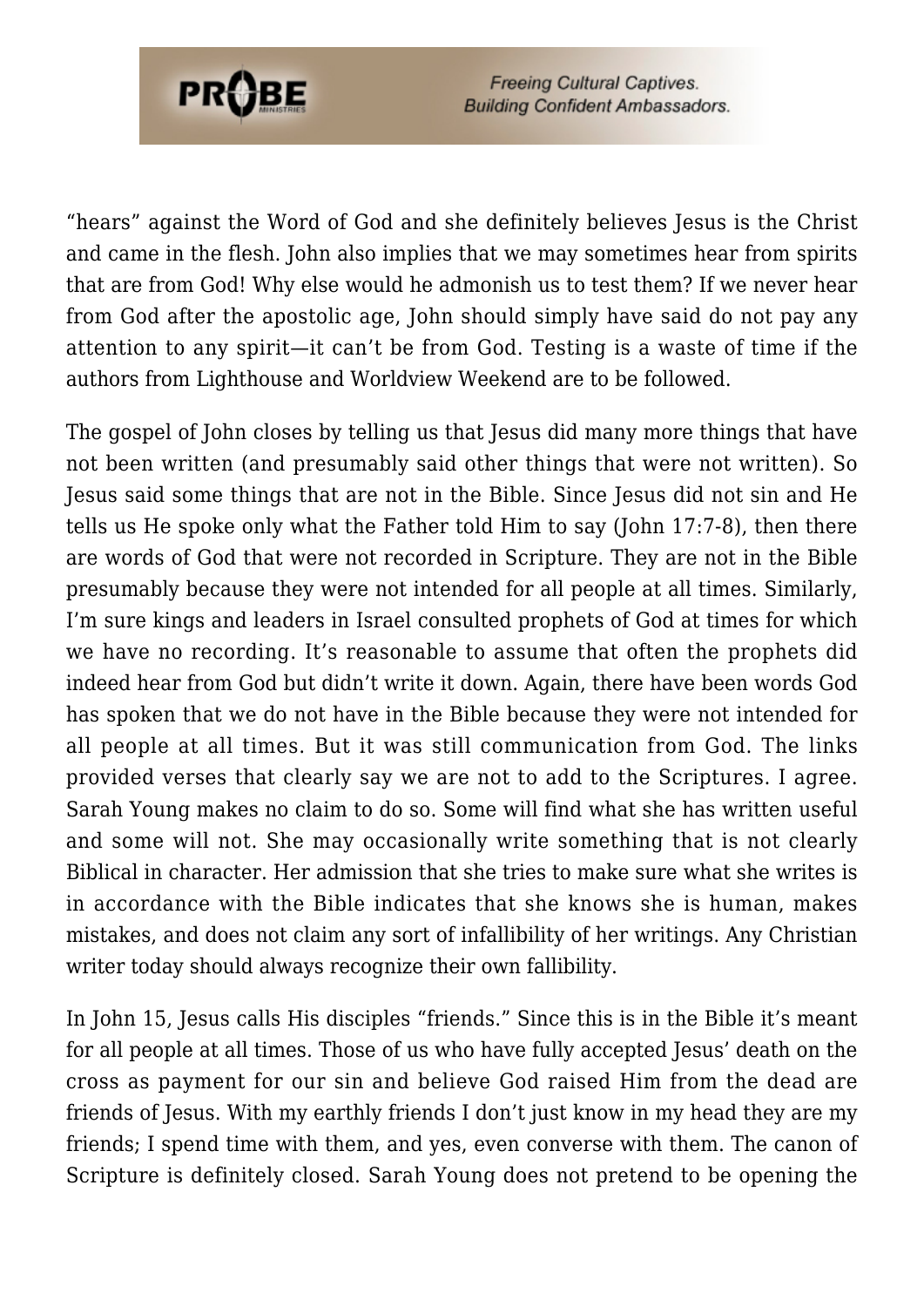"hears" against the Word of God and she definitely believes Jesus is the Christ and came in the flesh. John also implies that we may sometimes hear from spirits that are from God! Why else would he admonish us to test them? If we never hear from God after the apostolic age, John should simply have said do not pay any attention to any spirit—it can't be from God. Testing is a waste of time if the authors from Lighthouse and Worldview Weekend are to be followed.

The gospel of John closes by telling us that Jesus did many more things that have not been written (and presumably said other things that were not written). So Jesus said some things that are not in the Bible. Since Jesus did not sin and He tells us He spoke only what the Father told Him to say (John 17:7-8), then there are words of God that were not recorded in Scripture. They are not in the Bible presumably because they were not intended for all people at all times. Similarly, I'm sure kings and leaders in Israel consulted prophets of God at times for which we have no recording. It's reasonable to assume that often the prophets did indeed hear from God but didn't write it down. Again, there have been words God has spoken that we do not have in the Bible because they were not intended for all people at all times. But it was still communication from God. The links provided verses that clearly say we are not to add to the Scriptures. I agree. Sarah Young makes no claim to do so. Some will find what she has written useful and some will not. She may occasionally write something that is not clearly Biblical in character. Her admission that she tries to make sure what she writes is in accordance with the Bible indicates that she knows she is human, makes mistakes, and does not claim any sort of infallibility of her writings. Any Christian writer today should always recognize their own fallibility.

In John 15, Jesus calls His disciples "friends." Since this is in the Bible it's meant for all people at all times. Those of us who have fully accepted Jesus' death on the cross as payment for our sin and believe God raised Him from the dead are friends of Jesus. With my earthly friends I don't just know in my head they are my friends; I spend time with them, and yes, even converse with them. The canon of Scripture is definitely closed. Sarah Young does not pretend to be opening the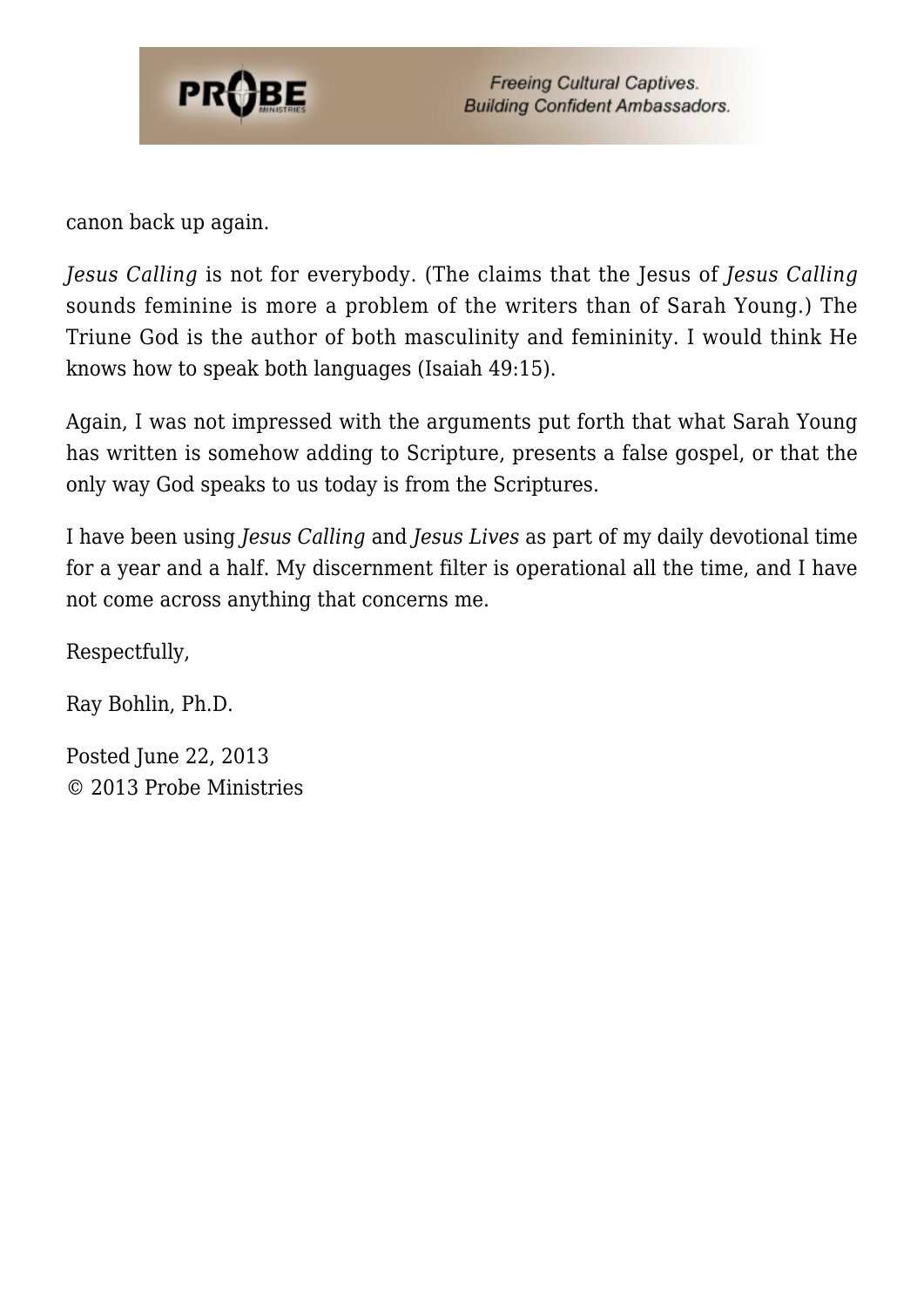canon back up again.

*Jesus Calling* is not for everybody. (The claims that the Jesus of *Jesus Calling* sounds feminine is more a problem of the writers than of Sarah Young.) The Triune God is the author of both masculinity and femininity. I would think He knows how to speak both languages (Isaiah 49:15).

Again, I was not impressed with the arguments put forth that what Sarah Young has written is somehow adding to Scripture, presents a false gospel, or that the only way God speaks to us today is from the Scriptures.

I have been using *Jesus Calling* and *Jesus Lives* as part of my daily devotional time for a year and a half. My discernment filter is operational all the time, and I have not come across anything that concerns me.

Respectfully,

Ray Bohlin, Ph.D.

Posted June 22, 2013
© 2013 Probe Ministries